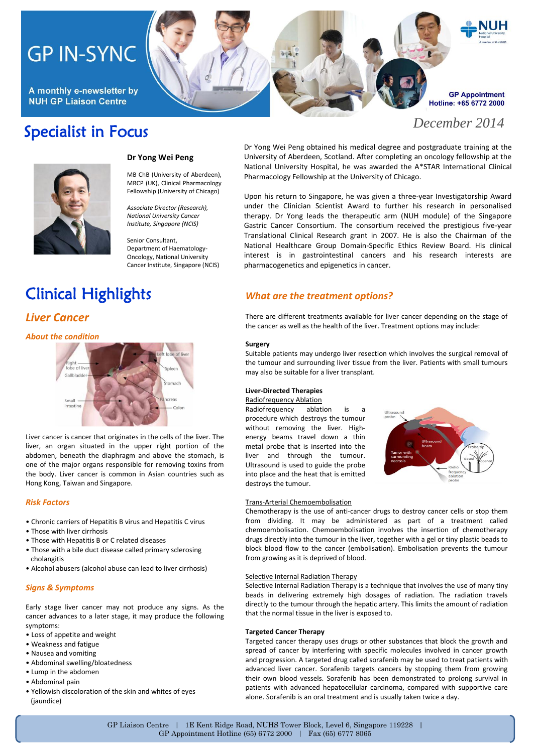# GP IN-SYNC

A monthly e-newsletter by NUH GP Liaison Centre

GP Appointment Hotline: +65 6772 2000

December 2014

## Specialist in Focus

**Dr Yong Wei Peng**

MB ChB (University of Aberdeen), MRCP (UK), Clinical Pharmacology Fellowship (University of Chicago)

*Associate Director (Research), National University Cancer Institute, Singapore (NCIS)*

Senior Consultant, Department of Haematology-Oncology, National University Cancer Institute, Singapore (NCIS)

Dr Yong Wei Peng obtained his medical degree and postgraduate training at the University of Aberdeen, Scotland. After completing an oncology fellowship at the National University Hospital, he was awarded the A*STAR International Clinical Pharmacology Fellowship at the University of Chicago.

Upon his return to Singapore, he was given a three-year Investigatorship Award under the Clinician Scientist Award to further his research in personalised therapy. Dr Yong leads the therapeutic arm (NUH module) of the Singapore Gastric Cancer Consortium. The consortium received the prestigious five-year Translational Clinical Research grant in 2007. He is also the Chairman of the National Healthcare Group Domain-Specific Ethics Review Board. His clinical interest is in gastrointestinal cancers and his research interests are pharmacogenetics and epigenetics in cancer.

## Clinical Highlights

### *Liver Cancer*

#### *About the condition*

Liver cancer is cancer that originates in the cells of the liver. The liver, an organ situated in the upper right portion of the abdomen, beneath the diaphragm and above the stomach, is one of the major organs responsible for removing toxins from the body. Liver cancer is common in Asian countries such as Hong Kong, Taiwan and Singapore.

#### *Risk Factors*

- Chronic carriers of Hepatitis B virus and Hepatitis C virus
- Those with liver cirrhosis
- Those with Hepatitis B or C related diseases
- Those with a bile duct disease called primary sclerosing cholangitis
- Alcohol abusers (alcohol abuse can lead to liver cirrhosis)

#### *Signs & Symptoms*

Early stage liver cancer may not produce any signs. As the cancer advances to a later stage, it may produce the following symptoms:

- Loss of appetite and weight
- Weakness and fatigue
- Nausea and vomiting
- Abdominal swelling/bloatedness
- Lump in the abdomen
- Abdominal pain
- Yellowish discoloration of the skin and whites of eyes (jaundice)

#### *What are the treatment options?*

There are different treatments available for liver cancer depending on the stage of the cancer as well as the health of the liver. Treatment options may include:

**Surgery**

Suitable patients may undergo liver resection which involves the surgical removal of the tumour and surrounding liver tissue from the liver. Patients with small tumours may also be suitable for a liver transplant.

**Liver-Directed Therapies**

Radiofrequency Ablation

Radiofrequency ablation is a procedure which destroys the tumour without removing the liver. High-energy beams travel down a thin metal probe that is inserted into the liver and through the tumour. Ultrasound is used to guide the probe into place and the heat that is emitted destroys the tumour.

Trans-Arterial Chemoembolisation

Chemotherapy is the use of anti-cancer drugs to destroy cancer cells or stop them from dividing. It may be administered as part of a treatment called chemoembolisation. Chemoembolisation involves the insertion of chemotherapy drugs directly into the tumour in the liver, together with a gel or tiny plastic beads to block blood flow to the cancer (embolisation). Embolisation prevents the tumour from growing as it is deprived of blood.

Selective Internal Radiation Therapy

Selective Internal Radiation Therapy is a technique that involves the use of many tiny beads in delivering extremely high dosages of radiation. The radiation travels directly to the tumour through the hepatic artery. This limits the amount of radiation that the normal tissue in the liver is exposed to.

**Targeted Cancer Therapy**

Targeted cancer therapy uses drugs or other substances that block the growth and spread of cancer by interfering with specific molecules involved in cancer growth and progression. A targeted drug called sorafenib may be used to treat patients with advanced liver cancer. Sorafenib targets cancers by stopping them from growing their own blood vessels. Sorafenib has been demonstrated to prolong survival in patients with advanced hepatocellular carcinoma, compared with supportive care alone. Sorafenib is an oral treatment and is usually taken twice a day.

GP Liaison Centre | 1E Kent Ridge Road, NUHS Tower Block, Level 6, Singapore 119228 | GP Appointment Hotline (65) 6772 2000 | Fax (65) 6777 8065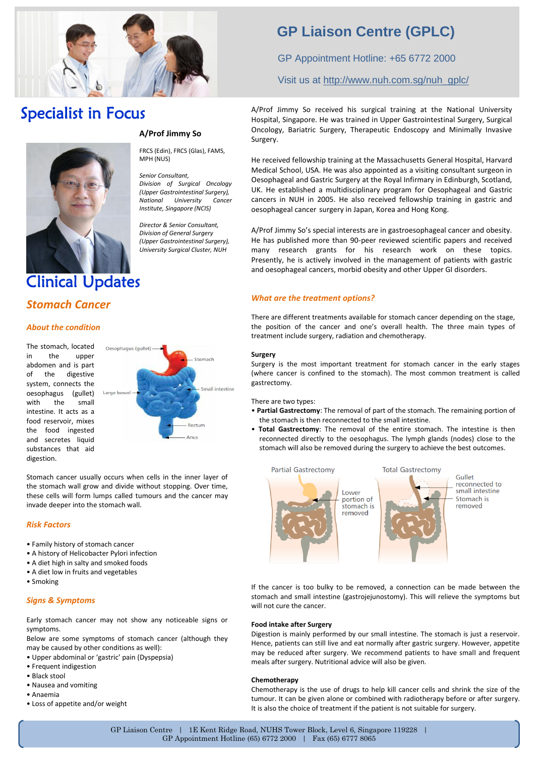# GP Liaison Centre (GPLC)

GP Appointment Hotline: +65 6772 2000

Visit us at http://www.nuh.com.sg/nuh_gplc/

# Specialist in Focus

**A/Prof Jimmy So**

FRCS (Edin), FRCS (Glas), FAMS, MPH (NUS)

*Senior Consultant, Division of Surgical Oncology (Upper Gastrointestinal Surgery), National University Cancer Institute, Singapore (NCIS)*

*Director & Senior Consultant, Division of General Surgery (Upper Gastrointestinal Surgery), University Surgical Cluster, NUH*

A/Prof Jimmy So received his surgical training at the National University Hospital, Singapore. He was trained in Upper Gastrointestinal Surgery, Surgical Oncology, Bariatric Surgery, Therapeutic Endoscopy and Minimally Invasive Surgery.

He received fellowship training at the Massachusetts General Hospital, Harvard Medical School, USA. He was also appointed as a visiting consultant surgeon in Oesophageal and Gastric Surgery at the Royal Infirmary in Edinburgh, Scotland, UK. He established a multidisciplinary program for Oesophageal and Gastric cancers in NUH in 2005. He also received fellowship training in gastric and oesophageal cancer surgery in Japan, Korea and Hong Kong.

A/Prof Jimmy So's special interests are in gastroesophageal cancer and obesity. He has published more than 90-peer reviewed scientific papers and received many research grants for his research work on these topics. Presently, he is actively involved in the management of patients with gastric and oesophageal cancers, morbid obesity and other Upper GI disorders.

# Clinical Updates

## Stomach Cancer

### About the condition

The stomach, located in the upper abdomen and is part of the digestive system, connects the oesophagus (gullet) with the small intestine. It acts as a food reservoir, mixes the food ingested and secretes liquid substances that aid digestion.

Oesophagus (gullet) — Stomach — Small intestine — Large bowel — Rectum — Anus

Stomach cancer usually occurs when cells in the inner layer of the stomach wall grow and divide without stopping. Over time, these cells will form lumps called tumours and the cancer may invade deeper into the stomach wall.

### Risk Factors

- Family history of stomach cancer
- A history of Helicobacter Pylori infection
- A diet high in salty and smoked foods
- A diet low in fruits and vegetables
- Smoking

### Signs & Symptoms

Early stomach cancer may not show any noticeable signs or symptoms.

Below are some symptoms of stomach cancer (although they may be caused by other conditions as well):

- Upper abdominal or 'gastric' pain (Dyspepsia)
- Frequent indigestion
- Black stool
- Nausea and vomiting
- Anaemia
- Loss of appetite and/or weight

### What are the treatment options?

There are different treatments available for stomach cancer depending on the stage, the position of the cancer and one's overall health. The three main types of treatment include surgery, radiation and chemotherapy.

**Surgery**

Surgery is the most important treatment for stomach cancer in the early stages (where cancer is confined to the stomach). The most common treatment is called gastrectomy.

There are two types:

- **Partial Gastrectomy**: The removal of part of the stomach. The remaining portion of the stomach is then reconnected to the small intestine.
- **Total Gastrectomy**: The removal of the entire stomach. The intestine is then reconnected directly to the oesophagus. The lymph glands (nodes) close to the stomach will also be removed during the surgery to achieve the best outcomes.

Partial Gastrectomy — Lower portion of stomach is removed

Total Gastrectomy — Gullet reconnected to small intestine — Stomach is removed

If the cancer is too bulky to be removed, a connection can be made between the stomach and small intestine (gastrojejunostomy). This will relieve the symptoms but will not cure the cancer.

**Food intake after Surgery**

Digestion is mainly performed by our small intestine. The stomach is just a reservoir. Hence, patients can still live and eat normally after gastric surgery. However, appetite may be reduced after surgery. We recommend patients to have small and frequent meals after surgery. Nutritional advice will also be given.

**Chemotherapy**

Chemotherapy is the use of drugs to help kill cancer cells and shrink the size of the tumour. It can be given alone or combined with radiotherapy before or after surgery. It is also the choice of treatment if the patient is not suitable for surgery.

GP Liaison Centre | 1E Kent Ridge Road, NUHS Tower Block, Level 6, Singapore 119228 | GP Appointment Hotline (65) 6772 2000 | Fax (65) 6777 8065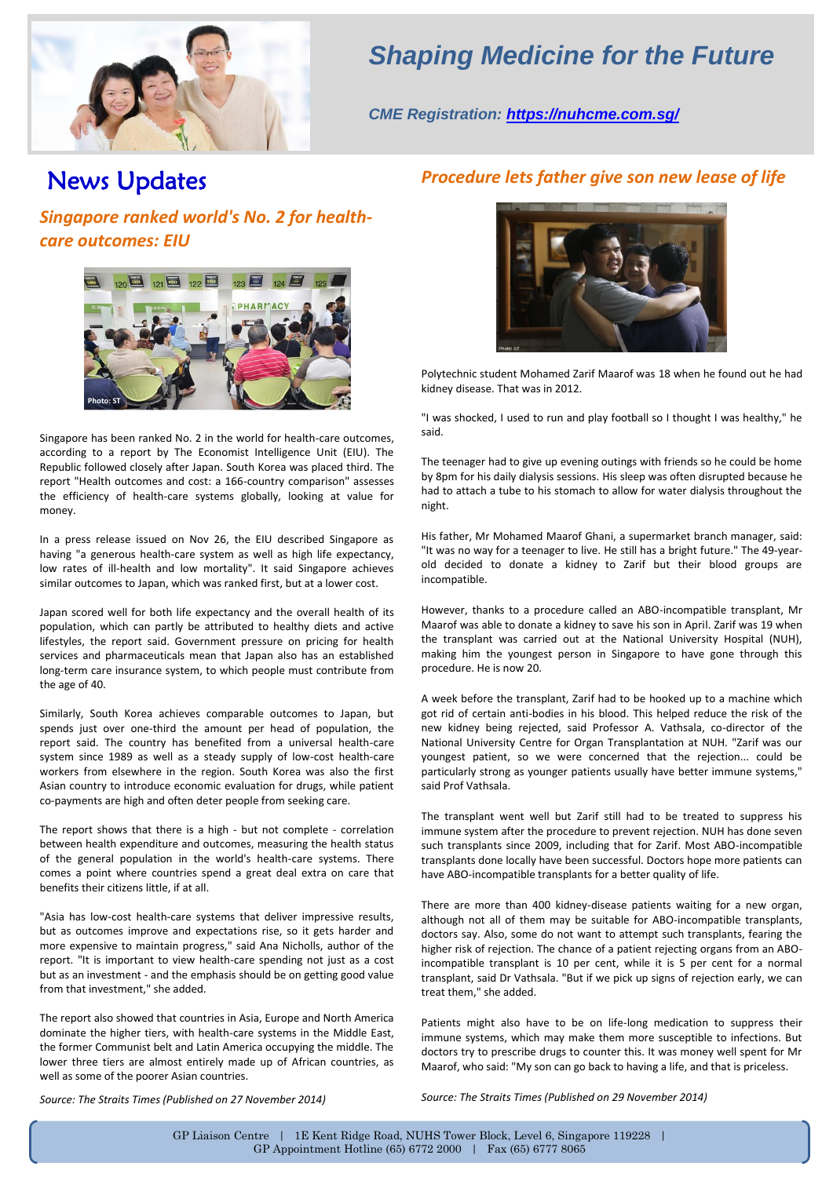# Shaping Medicine for the Future

*CME Registration: https://nuhcme.com.sg/*

## News Updates

### *Singapore ranked world's No. 2 for health-care outcomes: EIU*

Photo: ST

Singapore has been ranked No. 2 in the world for health-care outcomes, according to a report by The Economist Intelligence Unit (EIU). The Republic followed closely after Japan. South Korea was placed third. The report "Health outcomes and cost: a 166-country comparison" assesses the efficiency of health-care systems globally, looking at value for money.

In a press release issued on Nov 26, the EIU described Singapore as having "a generous health-care system as well as high life expectancy, low rates of ill-health and low mortality". It said Singapore achieves similar outcomes to Japan, which was ranked first, but at a lower cost.

Japan scored well for both life expectancy and the overall health of its population, which can partly be attributed to healthy diets and active lifestyles, the report said. Government pressure on pricing for health services and pharmaceuticals mean that Japan also has an established long-term care insurance system, to which people must contribute from the age of 40.

Similarly, South Korea achieves comparable outcomes to Japan, but spends just over one-third the amount per head of population, the report said. The country has benefited from a universal health-care system since 1989 as well as a steady supply of low-cost health-care workers from elsewhere in the region. South Korea was also the first Asian country to introduce economic evaluation for drugs, while patient co-payments are high and often deter people from seeking care.

The report shows that there is a high - but not complete - correlation between health expenditure and outcomes, measuring the health status of the general population in the world's health-care systems. There comes a point where countries spend a great deal extra on care that benefits their citizens little, if at all.

"Asia has low-cost health-care systems that deliver impressive results, but as outcomes improve and expectations rise, so it gets harder and more expensive to maintain progress," said Ana Nicholls, author of the report. "It is important to view health-care spending not just as a cost but as an investment - and the emphasis should be on getting good value from that investment," she added.

The report also showed that countries in Asia, Europe and North America dominate the higher tiers, with health-care systems in the Middle East, the former Communist belt and Latin America occupying the middle. The lower three tiers are almost entirely made up of African countries, as well as some of the poorer Asian countries.

*Source: The Straits Times (Published on 27 November 2014)*

### *Procedure lets father give son new lease of life*

Photo: ST

Polytechnic student Mohamed Zarif Maarof was 18 when he found out he had kidney disease. That was in 2012.

"I was shocked, I used to run and play football so I thought I was healthy," he said.

The teenager had to give up evening outings with friends so he could be home by 8pm for his daily dialysis sessions. His sleep was often disrupted because he had to attach a tube to his stomach to allow for water dialysis throughout the night.

His father, Mr Mohamed Maarof Ghani, a supermarket branch manager, said: "It was no way for a teenager to live. He still has a bright future." The 49-year-old decided to donate a kidney to Zarif but their blood groups are incompatible.

However, thanks to a procedure called an ABO-incompatible transplant, Mr Maarof was able to donate a kidney to save his son in April. Zarif was 19 when the transplant was carried out at the National University Hospital (NUH), making him the youngest person in Singapore to have gone through this procedure. He is now 20.

A week before the transplant, Zarif had to be hooked up to a machine which got rid of certain anti-bodies in his blood. This helped reduce the risk of the new kidney being rejected, said Professor A. Vathsala, co-director of the National University Centre for Organ Transplantation at NUH. "Zarif was our youngest patient, so we were concerned that the rejection... could be particularly strong as younger patients usually have better immune systems," said Prof Vathsala.

The transplant went well but Zarif still had to be treated to suppress his immune system after the procedure to prevent rejection. NUH has done seven such transplants since 2009, including that for Zarif. Most ABO-incompatible transplants done locally have been successful. Doctors hope more patients can have ABO-incompatible transplants for a better quality of life.

There are more than 400 kidney-disease patients waiting for a new organ, although not all of them may be suitable for ABO-incompatible transplants, doctors say. Also, some do not want to attempt such transplants, fearing the higher risk of rejection. The chance of a patient rejecting organs from an ABO-incompatible transplant is 10 per cent, while it is 5 per cent for a normal transplant, said Dr Vathsala. "But if we pick up signs of rejection early, we can treat them," she added.

Patients might also have to be on life-long medication to suppress their immune systems, which may make them more susceptible to infections. But doctors try to prescribe drugs to counter this. It was money well spent for Mr Maarof, who said: "My son can go back to having a life, and that is priceless.

*Source: The Straits Times (Published on 29 November 2014)*

GP Liaison Centre | 1E Kent Ridge Road, NUHS Tower Block, Level 6, Singapore 119228 | GP Appointment Hotline (65) 6772 2000 | Fax (65) 6777 8065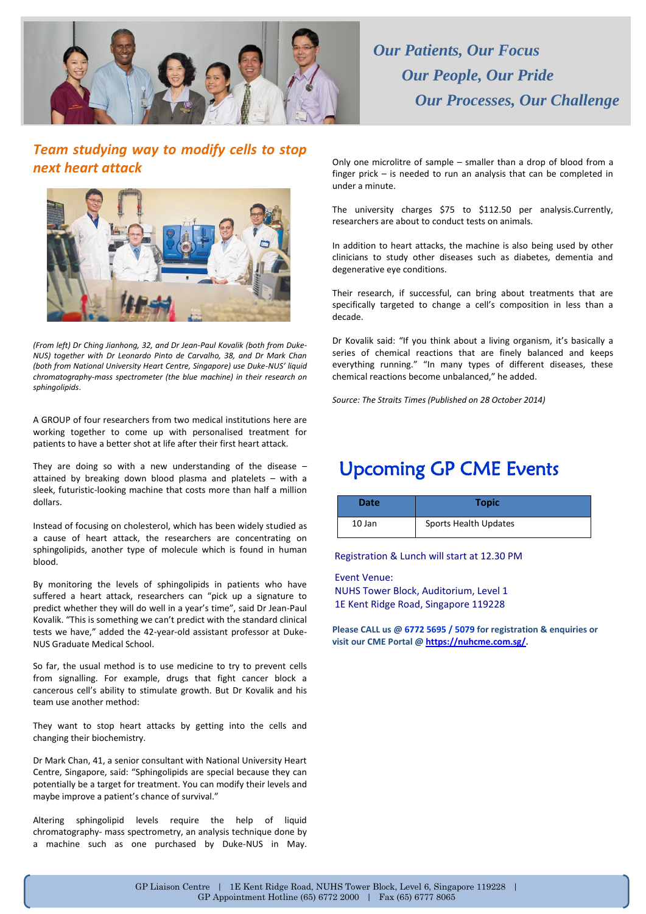*Our Patients, Our Focus*

*Our People, Our Pride*

*Our Processes, Our Challenge*

## Team studying way to modify cells to stop next heart attack

*(From left) Dr Ching Jianhong, 32, and Dr Jean-Paul Kovalik (both from Duke-NUS) together with Dr Leonardo Pinto de Carvalho, 38, and Dr Mark Chan (both from National University Heart Centre, Singapore) use Duke-NUS' liquid chromatography-mass spectrometer (the blue machine) in their research on sphingolipids.*

A GROUP of four researchers from two medical institutions here are working together to come up with personalised treatment for patients to have a better shot at life after their first heart attack.

They are doing so with a new understanding of the disease – attained by breaking down blood plasma and platelets – with a sleek, futuristic-looking machine that costs more than half a million dollars.

Instead of focusing on cholesterol, which has been widely studied as a cause of heart attack, the researchers are concentrating on sphingolipids, another type of molecule which is found in human blood.

By monitoring the levels of sphingolipids in patients who have suffered a heart attack, researchers can "pick up a signature to predict whether they will do well in a year's time", said Dr Jean-Paul Kovalik. "This is something we can't predict with the standard clinical tests we have," added the 42-year-old assistant professor at Duke-NUS Graduate Medical School.

So far, the usual method is to use medicine to try to prevent cells from signalling. For example, drugs that fight cancer block a cancerous cell's ability to stimulate growth. But Dr Kovalik and his team use another method:

They want to stop heart attacks by getting into the cells and changing their biochemistry.

Dr Mark Chan, 41, a senior consultant with National University Heart Centre, Singapore, said: "Sphingolipids are special because they can potentially be a target for treatment. You can modify their levels and maybe improve a patient's chance of survival."

Altering sphingolipid levels require the help of liquid chromatography- mass spectrometry, an analysis technique done by a machine such as one purchased by Duke-NUS in May.

Only one microlitre of sample – smaller than a drop of blood from a finger prick – is needed to run an analysis that can be completed in under a minute.

The university charges $75 to $112.50 per analysis.Currently, researchers are about to conduct tests on animals.

In addition to heart attacks, the machine is also being used by other clinicians to study other diseases such as diabetes, dementia and degenerative eye conditions.

Their research, if successful, can bring about treatments that are specifically targeted to change a cell's composition in less than a decade.

Dr Kovalik said: "If you think about a living organism, it's basically a series of chemical reactions that are finely balanced and keeps everything running." "In many types of different diseases, these chemical reactions become unbalanced," he added.

*Source: The Straits Times (Published on 28 October 2014)*

## Upcoming GP CME Events

| Date | Topic |
|---|---|
| 10 Jan | Sports Health Updates |

Registration & Lunch will start at 12.30 PM

Event Venue:
NUHS Tower Block, Auditorium, Level 1
1E Kent Ridge Road, Singapore 119228

**Please CALL us @ 6772 5695 / 5079 for registration & enquiries or visit our CME Portal @ https://nuhcme.com.sg/.**

GP Liaison Centre | 1E Kent Ridge Road, NUHS Tower Block, Level 6, Singapore 119228 |
GP Appointment Hotline (65) 6772 2000 | Fax (65) 6777 8065